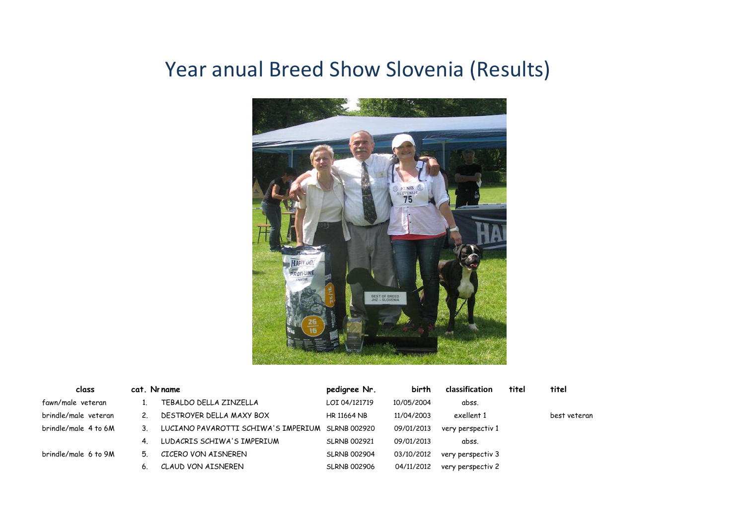# Year anual Breed Show Slovenia (Results)

| class | cat. Nr | name | pedigree Nr. | birth | classification | titel | titel |
|---|---|---|---|---|---|---|---|
| fawn/male veteran | 1. | TEBALDO DELLA ZINZELLA | LOI 04/121719 | 10/05/2004 | abss. | | |
| brindle/male veteran | 2. | DESTROYER DELLA MAXY BOX | HR 11664 NB | 11/04/2003 | exellent 1 | | best veteran |
| brindle/male 4 to 6M | 3. | LUCIANO PAVAROTTI SCHIWA'S IMPERIUM | SLRNB 002920 | 09/01/2013 | very perspectiv 1 | | |
| | 4. | LUDACRIS SCHIWA'S IMPERIUM | SLRNB 002921 | 09/01/2013 | abss. | | |
| brindle/male 6 to 9M | 5. | CICERO VON AISNEREN | SLRNB 002904 | 03/10/2012 | very perspectiv 3 | | |
| | 6. | CLAUD VON AISNEREN | SLRNB 002906 | 04/11/2012 | very perspectiv 2 | | |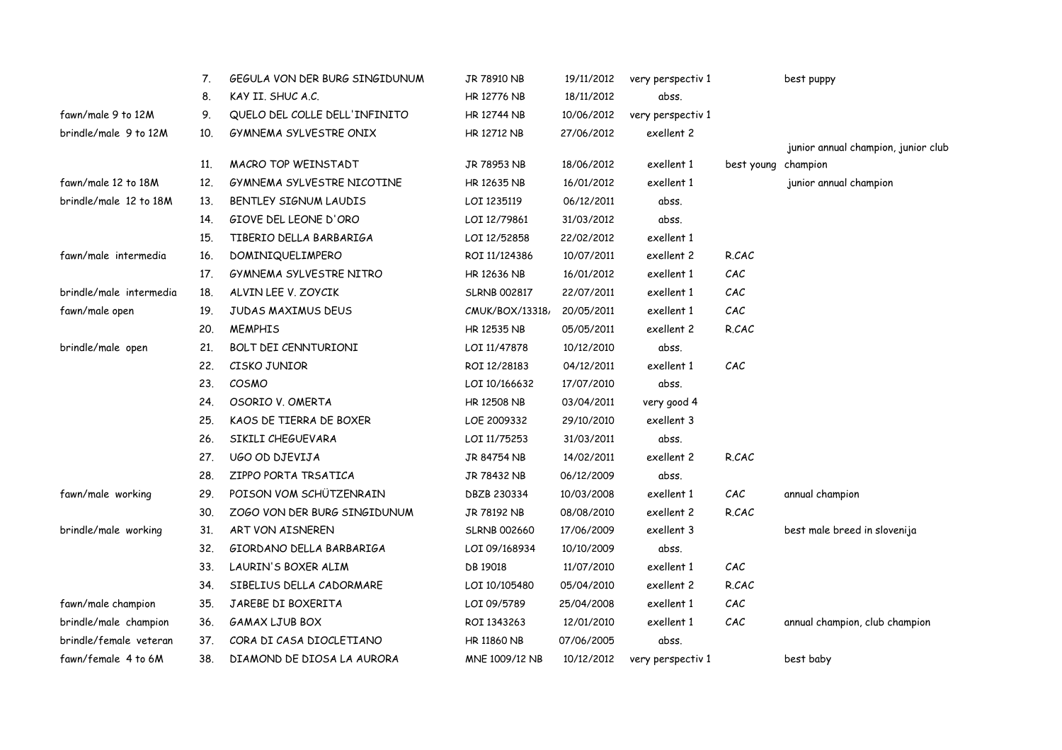|  |  |  |  |  |  |  |  |
|---|---|---|---|---|---|---|---|
|  | 7. | GEGULA VON DER BURG SINGIDUNUM | JR 78910 NB | 19/11/2012 | very perspectiv 1 |  | best puppy |
|  | 8. | KAY II. SHUC A.C. | HR 12776 NB | 18/11/2012 | abss. |  |  |
| fawn/male 9 to 12M | 9. | QUELO DEL COLLE DELL'INFINITO | HR 12744 NB | 10/06/2012 | very perspectiv 1 |  |  |
| brindle/male 9 to 12M | 10. | GYMNEMA SYLVESTRE ONIX | HR 12712 NB | 27/06/2012 | exellent 2 |  |  |
|  | 11. | MACRO TOP WEINSTADT | JR 78953 NB | 18/06/2012 | exellent 1 | best young | junior annual champion, junior club champion |
| fawn/male 12 to 18M | 12. | GYMNEMA SYLVESTRE NICOTINE | HR 12635 NB | 16/01/2012 | exellent 1 |  | junior annual champion |
| brindle/male 12 to 18M | 13. | BENTLEY SIGNUM LAUDIS | LOI 1235119 | 06/12/2011 | abss. |  |  |
|  | 14. | GIOVE DEL LEONE D'ORO | LOI 12/79861 | 31/03/2012 | abss. |  |  |
|  | 15. | TIBERIO DELLA BARBARIGA | LOI 12/52858 | 22/02/2012 | exellent 1 |  |  |
| fawn/male intermedia | 16. | DOMINIQUELIMPERO | ROI 11/124386 | 10/07/2011 | exellent 2 | R.CAC |  |
|  | 17. | GYMNEMA SYLVESTRE NITRO | HR 12636 NB | 16/01/2012 | exellent 1 | CAC |  |
| brindle/male intermedia | 18. | ALVIN LEE V. ZOYCIK | SLRNB 002817 | 22/07/2011 | exellent 1 | CAC |  |
| fawn/male open | 19. | JUDAS MAXIMUS DEUS | CMUK/BOX/13318/ | 20/05/2011 | exellent 1 | CAC |  |
|  | 20. | MEMPHIS | HR 12535 NB | 05/05/2011 | exellent 2 | R.CAC |  |
| brindle/male open | 21. | BOLT DEI CENNTURIONI | LOI 11/47878 | 10/12/2010 | abss. |  |  |
|  | 22. | CISKO JUNIOR | ROI 12/28183 | 04/12/2011 | exellent 1 | CAC |  |
|  | 23. | COSMO | LOI 10/166632 | 17/07/2010 | abss. |  |  |
|  | 24. | OSORIO V. OMERTA | HR 12508 NB | 03/04/2011 | very good 4 |  |  |
|  | 25. | KAOS DE TIERRA DE BOXER | LOE 2009332 | 29/10/2010 | exellent 3 |  |  |
|  | 26. | SIKILI CHEGUEVARA | LOI 11/75253 | 31/03/2011 | abss. |  |  |
|  | 27. | UGO OD DJEVIJA | JR 84754 NB | 14/02/2011 | exellent 2 | R.CAC |  |
|  | 28. | ZIPPO PORTA TRSATICA | JR 78432 NB | 06/12/2009 | abss. |  |  |
| fawn/male working | 29. | POISON VOM SCHÜTZENRAIN | DBZB 230334 | 10/03/2008 | exellent 1 | CAC | annual champion |
|  | 30. | ZOGO VON DER BURG SINGIDUNUM | JR 78192 NB | 08/08/2010 | exellent 2 | R.CAC |  |
| brindle/male working | 31. | ART VON AISNEREN | SLRNB 002660 | 17/06/2009 | exellent 3 |  | best male breed in slovenija |
|  | 32. | GIORDANO DELLA BARBARIGA | LOI 09/168934 | 10/10/2009 | abss. |  |  |
|  | 33. | LAURIN'S BOXER ALIM | DB 19018 | 11/07/2010 | exellent 1 | CAC |  |
|  | 34. | SIBELIUS DELLA CADORMARE | LOI 10/105480 | 05/04/2010 | exellent 2 | R.CAC |  |
| fawn/male champion | 35. | JAREBE DI BOXERITA | LOI 09/5789 | 25/04/2008 | exellent 1 | CAC |  |
| brindle/male champion | 36. | GAMAX LJUB BOX | ROI 1343263 | 12/01/2010 | exellent 1 | CAC | annual champion, club champion |
| brindle/female veteran | 37. | CORA DI CASA DIOCLETIANO | HR 11860 NB | 07/06/2005 | abss. |  |  |
| fawn/female 4 to 6M | 38. | DIAMOND DE DIOSA LA AURORA | MNE 1009/12 NB | 10/12/2012 | very perspectiv 1 |  | best baby |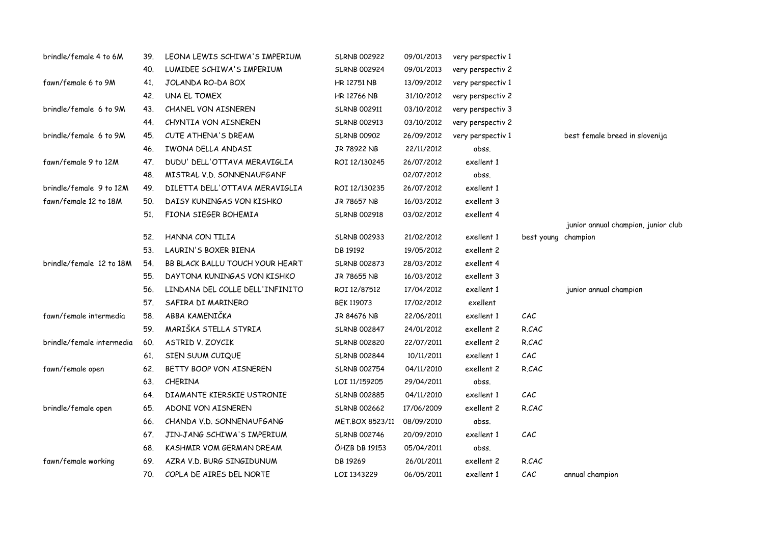| | | | | | | | |
|---|---|---|---|---|---|---|---|
| brindle/female 4 to 6M | 39. | LEONA LEWIS SCHIWA'S IMPERIUM | SLRNB 002922 | 09/01/2013 | very perspectiv 1 | | |
| | 40. | LUMIDEE SCHIWA'S IMPERIUM | SLRNB 002924 | 09/01/2013 | very perspectiv 2 | | |
| fawn/female 6 to 9M | 41. | JOLANDA RO-DA BOX | HR 12751 NB | 13/09/2012 | very perspectiv 1 | | |
| | 42. | UNA EL TOMEX | HR 12766 NB | 31/10/2012 | very perspectiv 2 | | |
| brindle/female 6 to 9M | 43. | CHANEL VON AISNEREN | SLRNB 002911 | 03/10/2012 | very perspectiv 3 | | |
| | 44. | CHYNTIA VON AISNEREN | SLRNB 002913 | 03/10/2012 | very perspectiv 2 | | |
| brindle/female 6 to 9M | 45. | CUTE ATHENA'S DREAM | SLRNB 00902 | 26/09/2012 | very perspectiv 1 | | best female breed in slovenija |
| | 46. | IWONA DELLA ANDASI | JR 78922 NB | 22/11/2012 | abss. | | |
| fawn/female 9 to 12M | 47. | DUDU' DELL'OTTAVA MERAVIGLIA | ROI 12/130245 | 26/07/2012 | exellent 1 | | |
| | 48. | MISTRAL V.D. SONNENAUFGANF | | 02/07/2012 | abss. | | |
| brindle/female 9 to 12M | 49. | DILETTA DELL'OTTAVA MERAVIGLIA | ROI 12/130235 | 26/07/2012 | exellent 1 | | |
| fawn/female 12 to 18M | 50. | DAISY KUNINGAS VON KISHKO | JR 78657 NB | 16/03/2012 | exellent 3 | | |
| | 51. | FIONA SIEGER BOHEMIA | SLRNB 002918 | 03/02/2012 | exellent 4 | | |
| | 52. | HANNA CON TILIA | SLRNB 002933 | 21/02/2012 | exellent 1 | best young | junior annual champion, junior club champion |
| | 53. | LAURIN'S BOXER BIENA | DB 19192 | 19/05/2012 | exellent 2 | | |
| brindle/female 12 to 18M | 54. | BB BLACK BALLU TOUCH YOUR HEART | SLRNB 002873 | 28/03/2012 | exellent 4 | | |
| | 55. | DAYTONA KUNINGAS VON KISHKO | JR 78655 NB | 16/03/2012 | exellent 3 | | |
| | 56. | LINDANA DEL COLLE DELL'INFINITO | ROI 12/87512 | 17/04/2012 | exellent 1 | | junior annual champion |
| | 57. | SAFIRA DI MARINERO | BEK 119073 | 17/02/2012 | exellent | | |
| fawn/female intermedia | 58. | ABBA KAMENIČKA | JR 84676 NB | 22/06/2011 | exellent 1 | CAC | |
| | 59. | MARIŠKA STELLA STYRIA | SLRNB 002847 | 24/01/2012 | exellent 2 | R.CAC | |
| brindle/female intermedia | 60. | ASTRID V. ZOYCIK | SLRNB 002820 | 22/07/2011 | exellent 2 | R.CAC | |
| | 61. | SIEN SUUM CUIQUE | SLRNB 002844 | 10/11/2011 | exellent 1 | CAC | |
| fawn/female open | 62. | BETTY BOOP VON AISNEREN | SLRNB 002754 | 04/11/2010 | exellent 2 | R.CAC | |
| | 63. | CHERINA | LOI 11/159205 | 29/04/2011 | abss. | | |
| | 64. | DIAMANTE KIERSKIE USTRONIE | SLRNB 002885 | 04/11/2010 | exellent 1 | CAC | |
| brindle/female open | 65. | ADONI VON AISNEREN | SLRNB 002662 | 17/06/2009 | exellent 2 | R.CAC | |
| | 66. | CHANDA V.D. SONNENAUFGANG | MET.BOX 8523/11 | 08/09/2010 | abss. | | |
| | 67. | JIN-JANG SCHIWA'S IMPERIUM | SLRNB 002746 | 20/09/2010 | exellent 1 | CAC | |
| | 68. | KASHMIR VOM GERMAN DREAM | ÖHZB DB 19153 | 05/04/2011 | abss. | | |
| fawn/female working | 69. | AZRA V.D. BURG SINGIDUNUM | DB 19269 | 26/01/2011 | exellent 2 | R.CAC | |
| | 70. | COPLA DE AIRES DEL NORTE | LOI 1343229 | 06/05/2011 | exellent 1 | CAC | annual champion |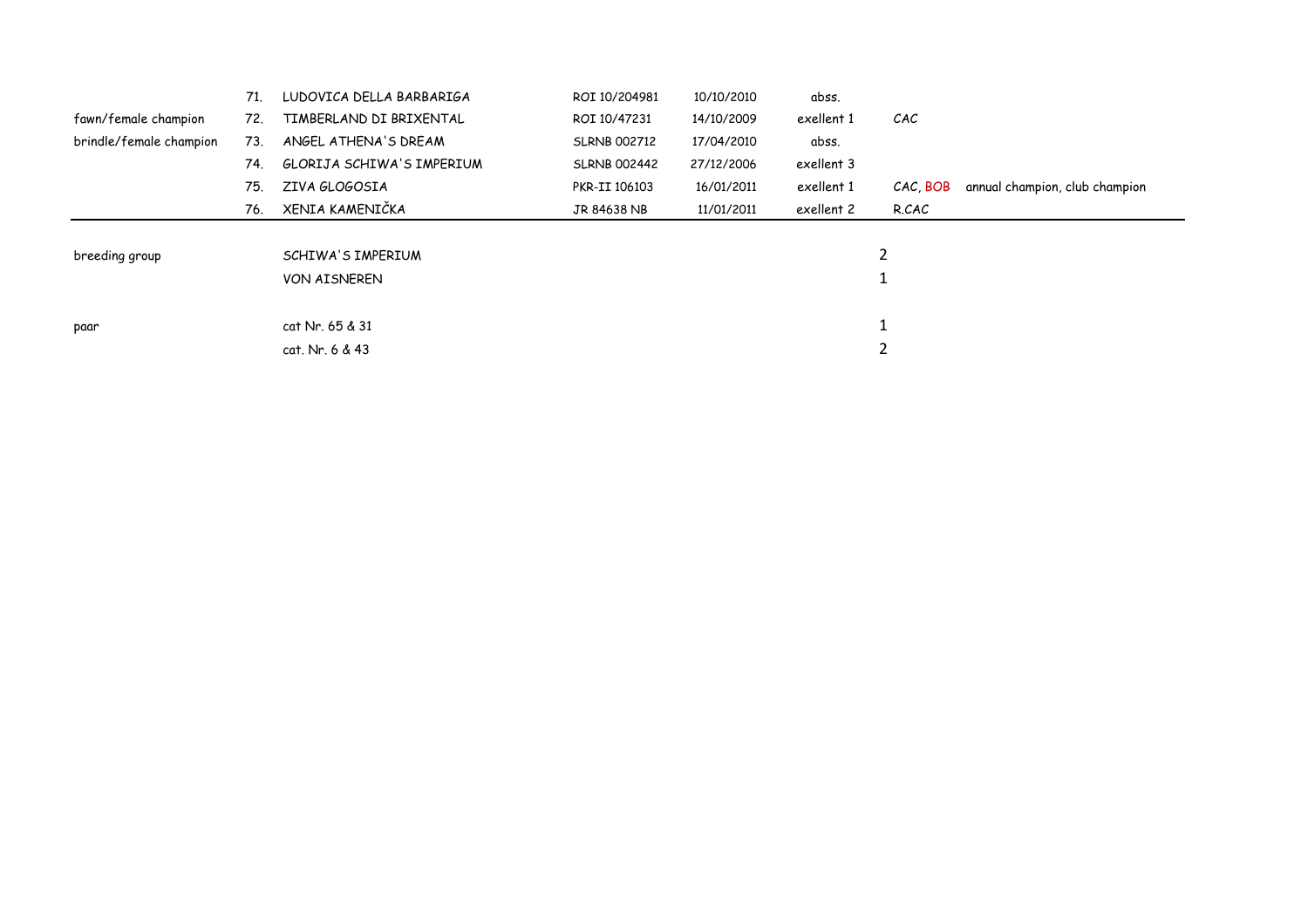| | | | | | | | |
|---|---|---|---|---|---|---|---|
| | 71. | LUDOVICA DELLA BARBARIGA | ROI 10/204981 | 10/10/2010 | abss. | | |
| fawn/female champion | 72. | TIMBERLAND DI BRIXENTAL | ROI 10/47231 | 14/10/2009 | exellent 1 | CAC | |
| brindle/female champion | 73. | ANGEL ATHENA'S DREAM | SLRNB 002712 | 17/04/2010 | abss. | | |
| | 74. | GLORIJA SCHIWA'S IMPERIUM | SLRNB 002442 | 27/12/2006 | exellent 3 | | |
| | 75. | ZIVA GLOGOSIA | PKR-II 106103 | 16/01/2011 | exellent 1 | CAC, BOB | annual champion, club champion |
| | 76. | XENIA KAMENIČKA | JR 84638 NB | 11/01/2011 | exellent 2 | R.CAC | |

| | | |
|---|---|---|
| breeding group | SCHIWA'S IMPERIUM | 2 |
| | VON AISNEREN | 1 |
| paar | cat Nr. 65 & 31 | 1 |
| | cat. Nr. 6 & 43 | 2 |